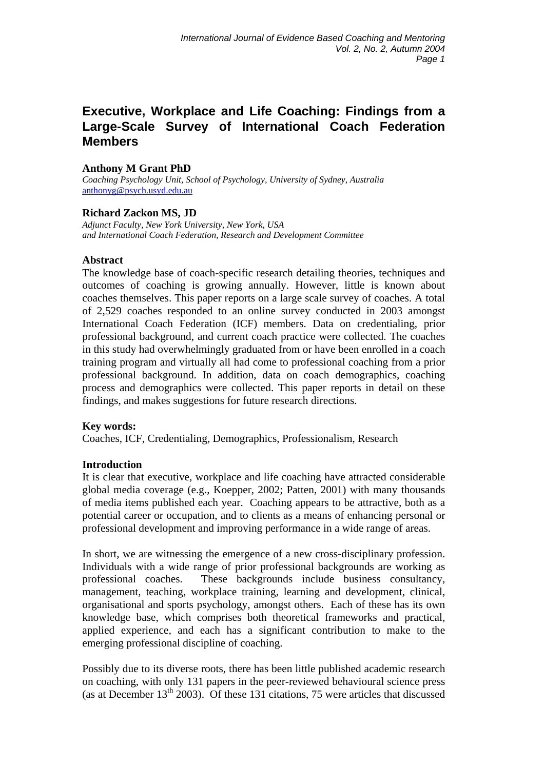# Executive, Workplace and Life Coaching: Findings from a Large-Scale Survey of International Coach Federation Members

**Anthony M Grant PhD**
*Coaching Psychology Unit, School of Psychology, University of Sydney, Australia*
anthonyg@psych.usyd.edu.au

**Richard Zackon MS, JD**
*Adjunct Faculty, New York University, New York, USA*
*and International Coach Federation, Research and Development Committee*

## Abstract

The knowledge base of coach-specific research detailing theories, techniques and outcomes of coaching is growing annually. However, little is known about coaches themselves. This paper reports on a large scale survey of coaches. A total of 2,529 coaches responded to an online survey conducted in 2003 amongst International Coach Federation (ICF) members. Data on credentialing, prior professional background, and current coach practice were collected. The coaches in this study had overwhelmingly graduated from or have been enrolled in a coach training program and virtually all had come to professional coaching from a prior professional background. In addition, data on coach demographics, coaching process and demographics were collected. This paper reports in detail on these findings, and makes suggestions for future research directions.

**Key words:**
Coaches, ICF, Credentialing, Demographics, Professionalism, Research

## Introduction

It is clear that executive, workplace and life coaching have attracted considerable global media coverage (e.g., Koepper, 2002; Patten, 2001) with many thousands of media items published each year. Coaching appears to be attractive, both as a potential career or occupation, and to clients as a means of enhancing personal or professional development and improving performance in a wide range of areas.

In short, we are witnessing the emergence of a new cross-disciplinary profession. Individuals with a wide range of prior professional backgrounds are working as professional coaches. These backgrounds include business consultancy, management, teaching, workplace training, learning and development, clinical, organisational and sports psychology, amongst others. Each of these has its own knowledge base, which comprises both theoretical frameworks and practical, applied experience, and each has a significant contribution to make to the emerging professional discipline of coaching.

Possibly due to its diverse roots, there has been little published academic research on coaching, with only 131 papers in the peer-reviewed behavioural science press (as at December 13th 2003). Of these 131 citations, 75 were articles that discussed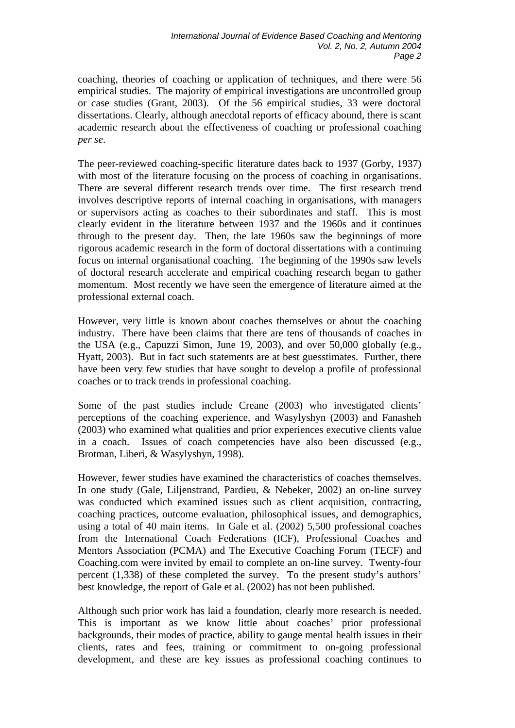coaching, theories of coaching or application of techniques, and there were 56 empirical studies. The majority of empirical investigations are uncontrolled group or case studies (Grant, 2003). Of the 56 empirical studies, 33 were doctoral dissertations. Clearly, although anecdotal reports of efficacy abound, there is scant academic research about the effectiveness of coaching or professional coaching *per se*.

The peer-reviewed coaching-specific literature dates back to 1937 (Gorby, 1937) with most of the literature focusing on the process of coaching in organisations. There are several different research trends over time. The first research trend involves descriptive reports of internal coaching in organisations, with managers or supervisors acting as coaches to their subordinates and staff. This is most clearly evident in the literature between 1937 and the 1960s and it continues through to the present day. Then, the late 1960s saw the beginnings of more rigorous academic research in the form of doctoral dissertations with a continuing focus on internal organisational coaching. The beginning of the 1990s saw levels of doctoral research accelerate and empirical coaching research began to gather momentum. Most recently we have seen the emergence of literature aimed at the professional external coach.

However, very little is known about coaches themselves or about the coaching industry. There have been claims that there are tens of thousands of coaches in the USA (e.g., Capuzzi Simon, June 19, 2003), and over 50,000 globally (e.g., Hyatt, 2003). But in fact such statements are at best guesstimates. Further, there have been very few studies that have sought to develop a profile of professional coaches or to track trends in professional coaching.

Some of the past studies include Creane (2003) who investigated clients' perceptions of the coaching experience, and Wasylyshyn (2003) and Fanasheh (2003) who examined what qualities and prior experiences executive clients value in a coach. Issues of coach competencies have also been discussed (e.g., Brotman, Liberi, & Wasylyshyn, 1998).

However, fewer studies have examined the characteristics of coaches themselves. In one study (Gale, Liljenstrand, Pardieu, & Nebeker, 2002) an on-line survey was conducted which examined issues such as client acquisition, contracting, coaching practices, outcome evaluation, philosophical issues, and demographics, using a total of 40 main items. In Gale et al. (2002) 5,500 professional coaches from the International Coach Federations (ICF), Professional Coaches and Mentors Association (PCMA) and The Executive Coaching Forum (TECF) and Coaching.com were invited by email to complete an on-line survey. Twenty-four percent (1,338) of these completed the survey. To the present study's authors' best knowledge, the report of Gale et al. (2002) has not been published.

Although such prior work has laid a foundation, clearly more research is needed. This is important as we know little about coaches' prior professional backgrounds, their modes of practice, ability to gauge mental health issues in their clients, rates and fees, training or commitment to on-going professional development, and these are key issues as professional coaching continues to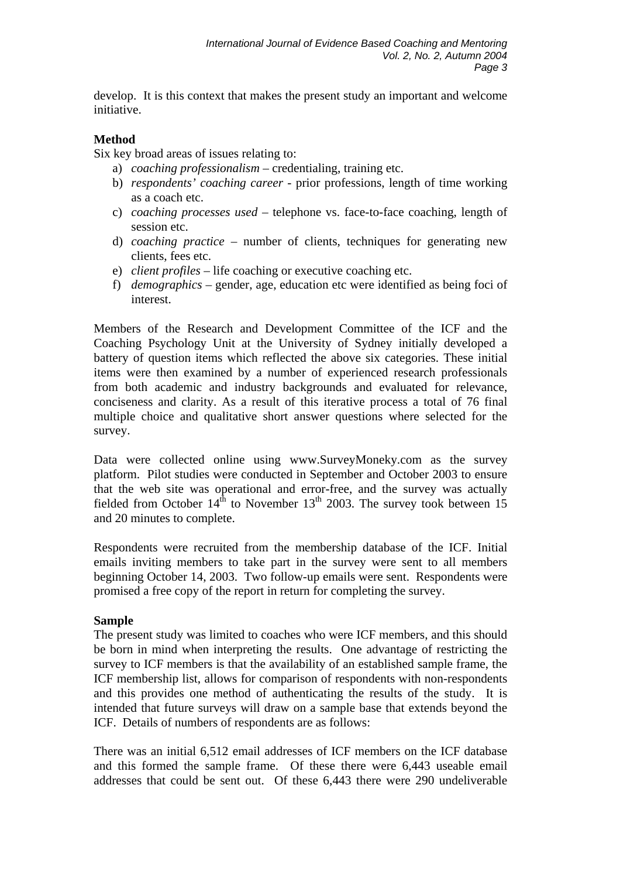develop. It is this context that makes the present study an important and welcome initiative.

**Method**

Six key broad areas of issues relating to:

a) *coaching professionalism* – credentialing, training etc.
b) *respondents' coaching career* - prior professions, length of time working as a coach etc.
c) *coaching processes used* – telephone vs. face-to-face coaching, length of session etc.
d) *coaching practice* – number of clients, techniques for generating new clients, fees etc.
e) *client profiles* – life coaching or executive coaching etc.
f) *demographics* – gender, age, education etc were identified as being foci of interest.

Members of the Research and Development Committee of the ICF and the Coaching Psychology Unit at the University of Sydney initially developed a battery of question items which reflected the above six categories. These initial items were then examined by a number of experienced research professionals from both academic and industry backgrounds and evaluated for relevance, conciseness and clarity. As a result of this iterative process a total of 76 final multiple choice and qualitative short answer questions where selected for the survey.

Data were collected online using www.SurveyMoneky.com as the survey platform. Pilot studies were conducted in September and October 2003 to ensure that the web site was operational and error-free, and the survey was actually fielded from October 14th to November 13th 2003. The survey took between 15 and 20 minutes to complete.

Respondents were recruited from the membership database of the ICF. Initial emails inviting members to take part in the survey were sent to all members beginning October 14, 2003. Two follow-up emails were sent. Respondents were promised a free copy of the report in return for completing the survey.

**Sample**

The present study was limited to coaches who were ICF members, and this should be born in mind when interpreting the results. One advantage of restricting the survey to ICF members is that the availability of an established sample frame, the ICF membership list, allows for comparison of respondents with non-respondents and this provides one method of authenticating the results of the study. It is intended that future surveys will draw on a sample base that extends beyond the ICF. Details of numbers of respondents are as follows:

There was an initial 6,512 email addresses of ICF members on the ICF database and this formed the sample frame. Of these there were 6,443 useable email addresses that could be sent out. Of these 6,443 there were 290 undeliverable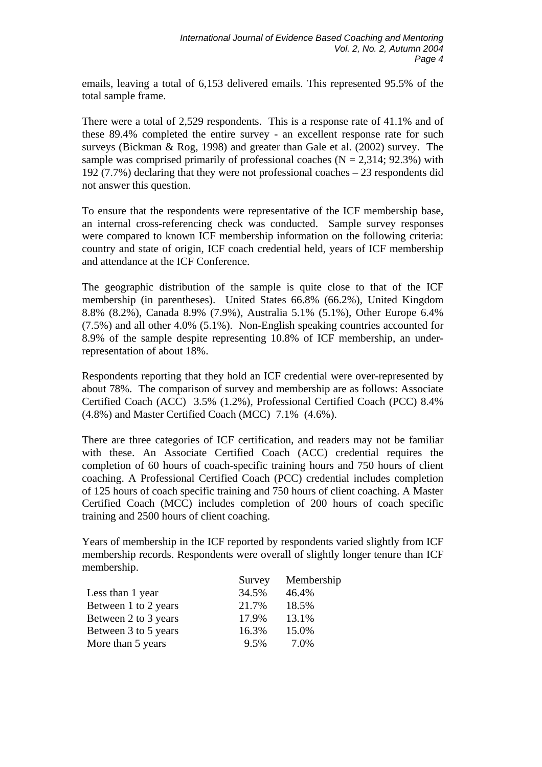emails, leaving a total of 6,153 delivered emails. This represented 95.5% of the total sample frame.

There were a total of 2,529 respondents. This is a response rate of 41.1% and of these 89.4% completed the entire survey - an excellent response rate for such surveys (Bickman & Rog, 1998) and greater than Gale et al. (2002) survey. The sample was comprised primarily of professional coaches (N = 2,314; 92.3%) with 192 (7.7%) declaring that they were not professional coaches – 23 respondents did not answer this question.

To ensure that the respondents were representative of the ICF membership base, an internal cross-referencing check was conducted. Sample survey responses were compared to known ICF membership information on the following criteria: country and state of origin, ICF coach credential held, years of ICF membership and attendance at the ICF Conference.

The geographic distribution of the sample is quite close to that of the ICF membership (in parentheses). United States 66.8% (66.2%), United Kingdom 8.8% (8.2%), Canada 8.9% (7.9%), Australia 5.1% (5.1%), Other Europe 6.4% (7.5%) and all other 4.0% (5.1%). Non-English speaking countries accounted for 8.9% of the sample despite representing 10.8% of ICF membership, an under-representation of about 18%.

Respondents reporting that they hold an ICF credential were over-represented by about 78%. The comparison of survey and membership are as follows: Associate Certified Coach (ACC) 3.5% (1.2%), Professional Certified Coach (PCC) 8.4% (4.8%) and Master Certified Coach (MCC) 7.1% (4.6%).

There are three categories of ICF certification, and readers may not be familiar with these. An Associate Certified Coach (ACC) credential requires the completion of 60 hours of coach-specific training hours and 750 hours of client coaching. A Professional Certified Coach (PCC) credential includes completion of 125 hours of coach specific training and 750 hours of client coaching. A Master Certified Coach (MCC) includes completion of 200 hours of coach specific training and 2500 hours of client coaching.

Years of membership in the ICF reported by respondents varied slightly from ICF membership records. Respondents were overall of slightly longer tenure than ICF membership.

| | Survey | Membership |
|---|---|---|
| Less than 1 year | 34.5% | 46.4% |
| Between 1 to 2 years | 21.7% | 18.5% |
| Between 2 to 3 years | 17.9% | 13.1% |
| Between 3 to 5 years | 16.3% | 15.0% |
| More than 5 years | 9.5% | 7.0% |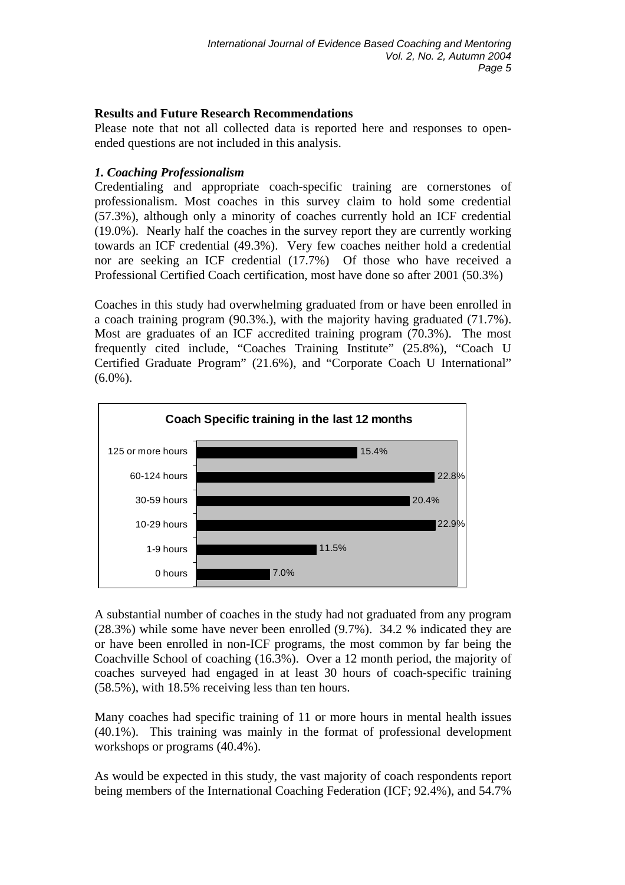## Results and Future Research Recommendations

Please note that not all collected data is reported here and responses to open-ended questions are not included in this analysis.

### *1. Coaching Professionalism*

Credentialing and appropriate coach-specific training are cornerstones of professionalism. Most coaches in this survey claim to hold some credential (57.3%), although only a minority of coaches currently hold an ICF credential (19.0%). Nearly half the coaches in the survey report they are currently working towards an ICF credential (49.3%). Very few coaches neither hold a credential nor are seeking an ICF credential (17.7%) Of those who have received a Professional Certified Coach certification, most have done so after 2001 (50.3%)

Coaches in this study had overwhelming graduated from or have been enrolled in a coach training program (90.3%.), with the majority having graduated (71.7%). Most are graduates of an ICF accredited training program (70.3%). The most frequently cited include, "Coaches Training Institute" (25.8%), "Coach U Certified Graduate Program" (21.6%), and "Corporate Coach U International" (6.0%).

**Coach Specific training in the last 12 months**

| Hours | Percentage |
| --- | --- |
| 125 or more hours | 15.4% |
| 60-124 hours | 22.8% |
| 30-59 hours | 20.4% |
| 10-29 hours | 22.9% |
| 1-9 hours | 11.5% |
| 0 hours | 7.0% |

A substantial number of coaches in the study had not graduated from any program (28.3%) while some have never been enrolled (9.7%). 34.2 % indicated they are or have been enrolled in non-ICF programs, the most common by far being the Coachville School of coaching (16.3%). Over a 12 month period, the majority of coaches surveyed had engaged in at least 30 hours of coach-specific training (58.5%), with 18.5% receiving less than ten hours.

Many coaches had specific training of 11 or more hours in mental health issues (40.1%). This training was mainly in the format of professional development workshops or programs (40.4%).

As would be expected in this study, the vast majority of coach respondents report being members of the International Coaching Federation (ICF; 92.4%), and 54.7%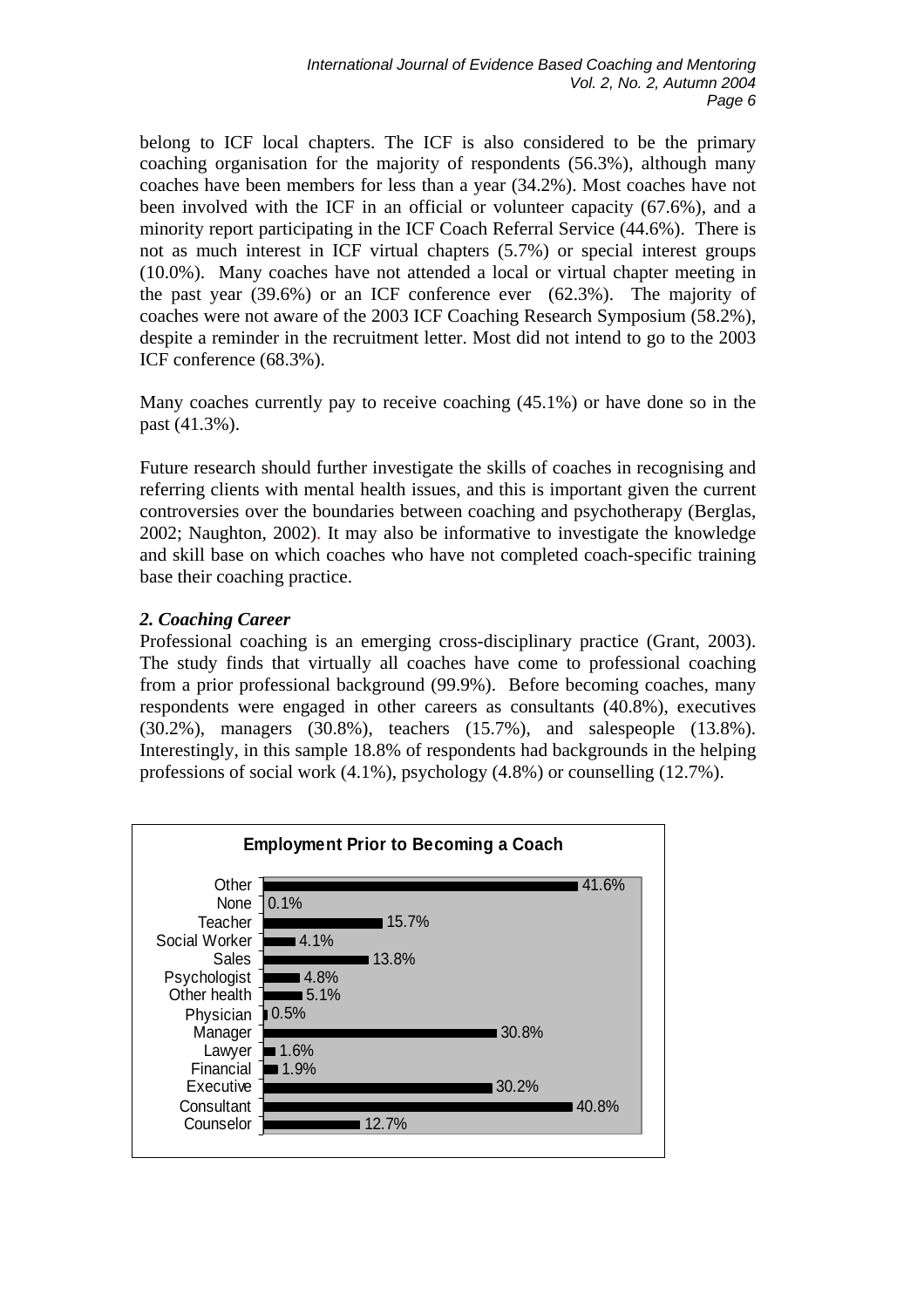belong to ICF local chapters. The ICF is also considered to be the primary coaching organisation for the majority of respondents (56.3%), although many coaches have been members for less than a year (34.2%). Most coaches have not been involved with the ICF in an official or volunteer capacity (67.6%), and a minority report participating in the ICF Coach Referral Service (44.6%). There is not as much interest in ICF virtual chapters (5.7%) or special interest groups (10.0%). Many coaches have not attended a local or virtual chapter meeting in the past year (39.6%) or an ICF conference ever (62.3%). The majority of coaches were not aware of the 2003 ICF Coaching Research Symposium (58.2%), despite a reminder in the recruitment letter. Most did not intend to go to the 2003 ICF conference (68.3%).

Many coaches currently pay to receive coaching (45.1%) or have done so in the past (41.3%).

Future research should further investigate the skills of coaches in recognising and referring clients with mental health issues, and this is important given the current controversies over the boundaries between coaching and psychotherapy (Berglas, 2002; Naughton, 2002). It may also be informative to investigate the knowledge and skill base on which coaches who have not completed coach-specific training base their coaching practice.

### *2. Coaching Career*

Professional coaching is an emerging cross-disciplinary practice (Grant, 2003). The study finds that virtually all coaches have come to professional coaching from a prior professional background (99.9%). Before becoming coaches, many respondents were engaged in other careers as consultants (40.8%), executives (30.2%), managers (30.8%), teachers (15.7%), and salespeople (13.8%). Interestingly, in this sample 18.8% of respondents had backgrounds in the helping professions of social work (4.1%), psychology (4.8%) or counselling (12.7%).

**Employment Prior to Becoming a Coach**

| Employment | % |
|---|---|
| Other | 41.6% |
| None | 0.1% |
| Teacher | 15.7% |
| Social Worker | 4.1% |
| Sales | 13.8% |
| Psychologist | 4.8% |
| Other health | 5.1% |
| Physician | 0.5% |
| Manager | 30.8% |
| Lawyer | 1.6% |
| Financial | 1.9% |
| Executive | 30.2% |
| Consultant | 40.8% |
| Counselor | 12.7% |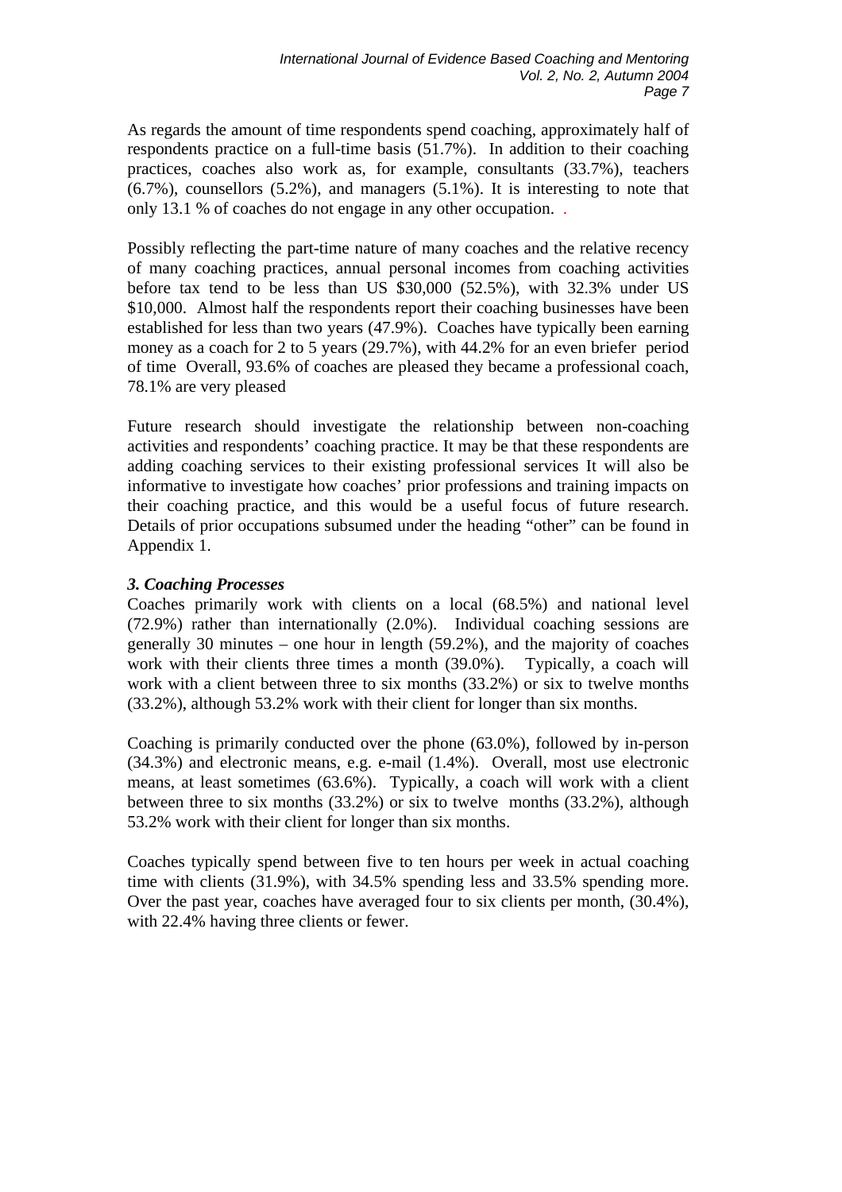As regards the amount of time respondents spend coaching, approximately half of respondents practice on a full-time basis (51.7%). In addition to their coaching practices, coaches also work as, for example, consultants (33.7%), teachers (6.7%), counsellors (5.2%), and managers (5.1%). It is interesting to note that only 13.1 % of coaches do not engage in any other occupation. .

Possibly reflecting the part-time nature of many coaches and the relative recency of many coaching practices, annual personal incomes from coaching activities before tax tend to be less than US $30,000 (52.5%), with 32.3% under US $10,000. Almost half the respondents report their coaching businesses have been established for less than two years (47.9%). Coaches have typically been earning money as a coach for 2 to 5 years (29.7%), with 44.2% for an even briefer period of time Overall, 93.6% of coaches are pleased they became a professional coach, 78.1% are very pleased

Future research should investigate the relationship between non-coaching activities and respondents' coaching practice. It may be that these respondents are adding coaching services to their existing professional services It will also be informative to investigate how coaches' prior professions and training impacts on their coaching practice, and this would be a useful focus of future research. Details of prior occupations subsumed under the heading "other" can be found in Appendix 1.

### *3. Coaching Processes*

Coaches primarily work with clients on a local (68.5%) and national level (72.9%) rather than internationally (2.0%). Individual coaching sessions are generally 30 minutes – one hour in length (59.2%), and the majority of coaches work with their clients three times a month (39.0%). Typically, a coach will work with a client between three to six months (33.2%) or six to twelve months (33.2%), although 53.2% work with their client for longer than six months.

Coaching is primarily conducted over the phone (63.0%), followed by in-person (34.3%) and electronic means, e.g. e-mail (1.4%). Overall, most use electronic means, at least sometimes (63.6%). Typically, a coach will work with a client between three to six months (33.2%) or six to twelve months (33.2%), although 53.2% work with their client for longer than six months.

Coaches typically spend between five to ten hours per week in actual coaching time with clients (31.9%), with 34.5% spending less and 33.5% spending more. Over the past year, coaches have averaged four to six clients per month, (30.4%), with 22.4% having three clients or fewer.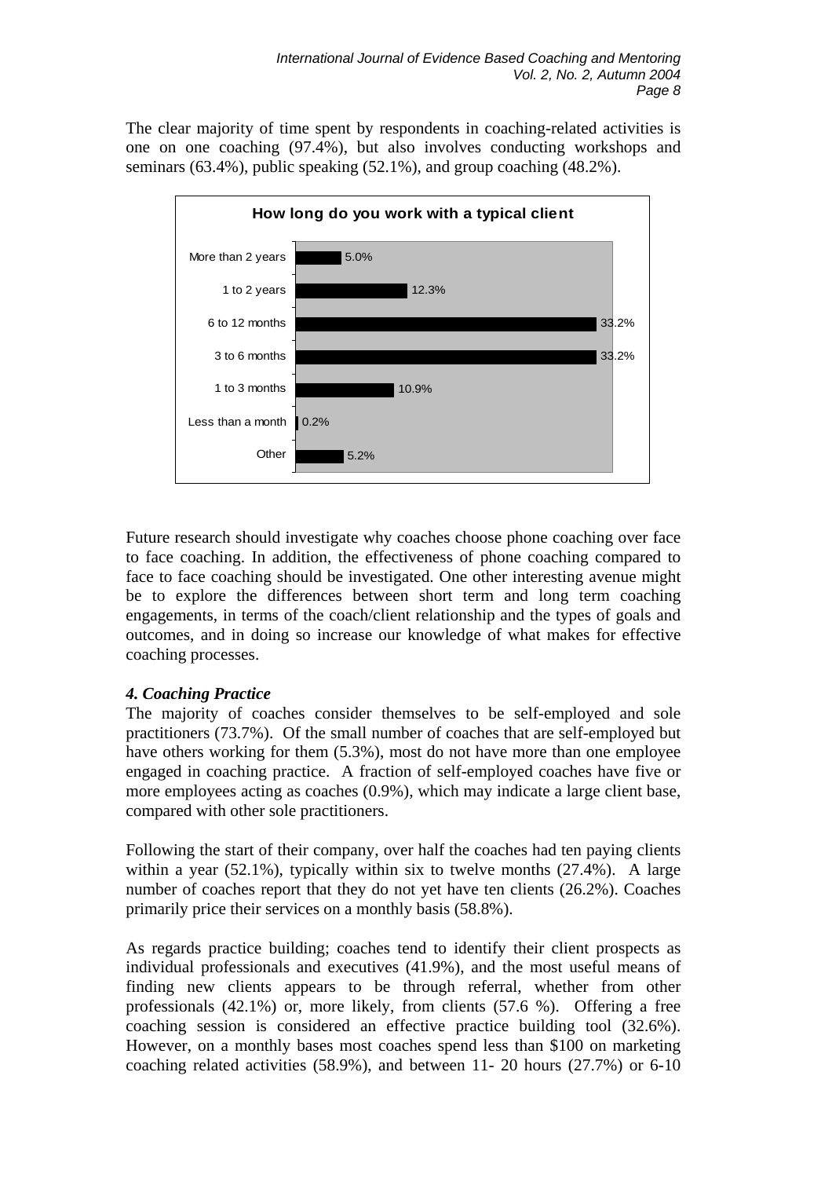The clear majority of time spent by respondents in coaching-related activities is one on one coaching (97.4%), but also involves conducting workshops and seminars (63.4%), public speaking (52.1%), and group coaching (48.2%).

**How long do you work with a typical client**

| Duration | Percentage |
| --- | --- |
| More than 2 years | 5.0% |
| 1 to 2 years | 12.3% |
| 6 to 12 months | 33.2% |
| 3 to 6 months | 33.2% |
| 1 to 3 months | 10.9% |
| Less than a month | 0.2% |
| Other | 5.2% |

Future research should investigate why coaches choose phone coaching over face to face coaching. In addition, the effectiveness of phone coaching compared to face to face coaching should be investigated. One other interesting avenue might be to explore the differences between short term and long term coaching engagements, in terms of the coach/client relationship and the types of goals and outcomes, and in doing so increase our knowledge of what makes for effective coaching processes.

### *4. Coaching Practice*

The majority of coaches consider themselves to be self-employed and sole practitioners (73.7%). Of the small number of coaches that are self-employed but have others working for them (5.3%), most do not have more than one employee engaged in coaching practice. A fraction of self-employed coaches have five or more employees acting as coaches (0.9%), which may indicate a large client base, compared with other sole practitioners.

Following the start of their company, over half the coaches had ten paying clients within a year (52.1%), typically within six to twelve months (27.4%). A large number of coaches report that they do not yet have ten clients (26.2%). Coaches primarily price their services on a monthly basis (58.8%).

As regards practice building; coaches tend to identify their client prospects as individual professionals and executives (41.9%), and the most useful means of finding new clients appears to be through referral, whether from other professionals (42.1%) or, more likely, from clients (57.6 %). Offering a free coaching session is considered an effective practice building tool (32.6%). However, on a monthly bases most coaches spend less than $100 on marketing coaching related activities (58.9%), and between 11- 20 hours (27.7%) or 6-10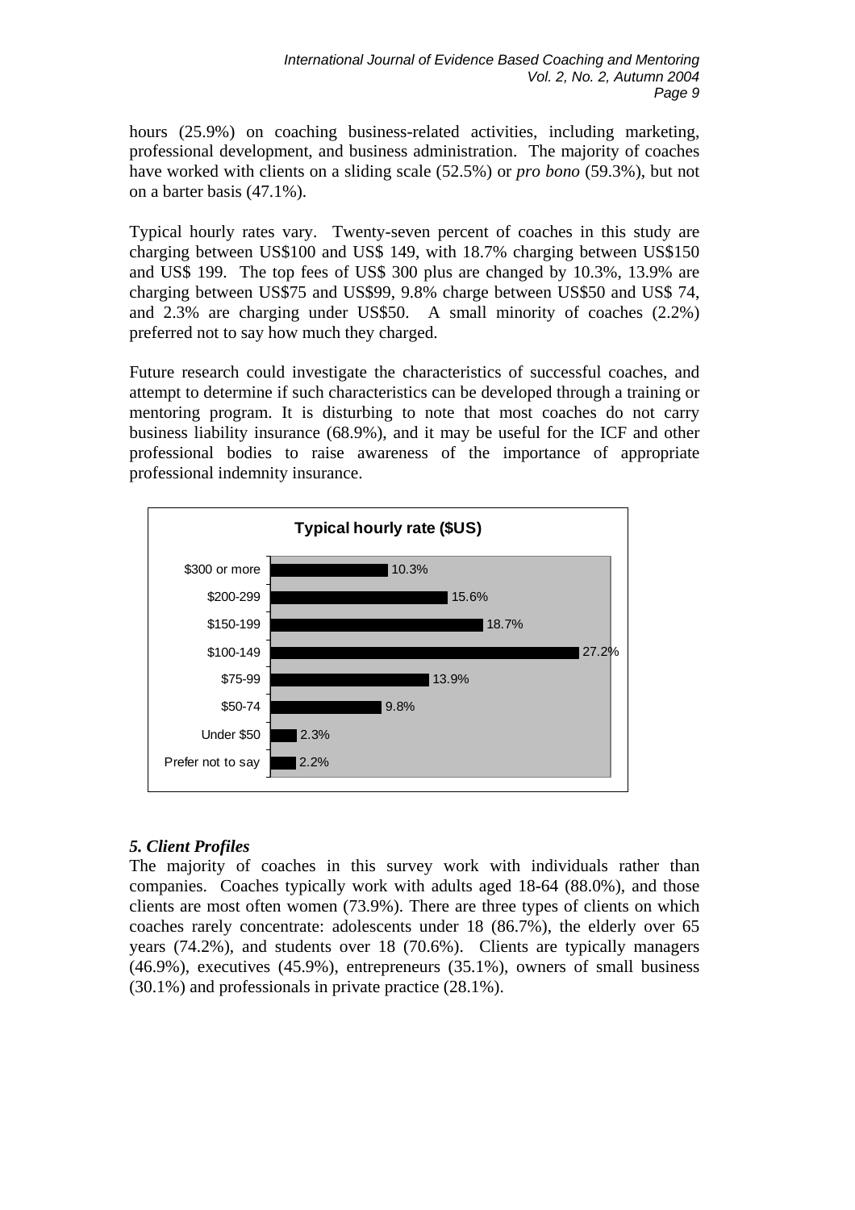hours (25.9%) on coaching business-related activities, including marketing, professional development, and business administration. The majority of coaches have worked with clients on a sliding scale (52.5%) or *pro bono* (59.3%), but not on a barter basis (47.1%).

Typical hourly rates vary. Twenty-seven percent of coaches in this study are charging between US$100 and US$ 149, with 18.7% charging between US$150 and US$ 199. The top fees of US$ 300 plus are changed by 10.3%, 13.9% are charging between US$75 and US$99, 9.8% charge between US$50 and US$ 74, and 2.3% are charging under US$50. A small minority of coaches (2.2%) preferred not to say how much they charged.

Future research could investigate the characteristics of successful coaches, and attempt to determine if such characteristics can be developed through a training or mentoring program. It is disturbing to note that most coaches do not carry business liability insurance (68.9%), and it may be useful for the ICF and other professional bodies to raise awareness of the importance of appropriate professional indemnity insurance.

**Typical hourly rate ($US)**

| Rate | Percentage |
| --- | --- |
| $300 or more | 10.3% |
| $200-299 | 15.6% |
| $150-199 | 18.7% |
| $100-149 | 27.2% |
| $75-99 | 13.9% |
| $50-74 | 9.8% |
| Under $50 | 2.3% |
| Prefer not to say | 2.2% |

### *5. Client Profiles*

The majority of coaches in this survey work with individuals rather than companies. Coaches typically work with adults aged 18-64 (88.0%), and those clients are most often women (73.9%). There are three types of clients on which coaches rarely concentrate: adolescents under 18 (86.7%), the elderly over 65 years (74.2%), and students over 18 (70.6%). Clients are typically managers (46.9%), executives (45.9%), entrepreneurs (35.1%), owners of small business (30.1%) and professionals in private practice (28.1%).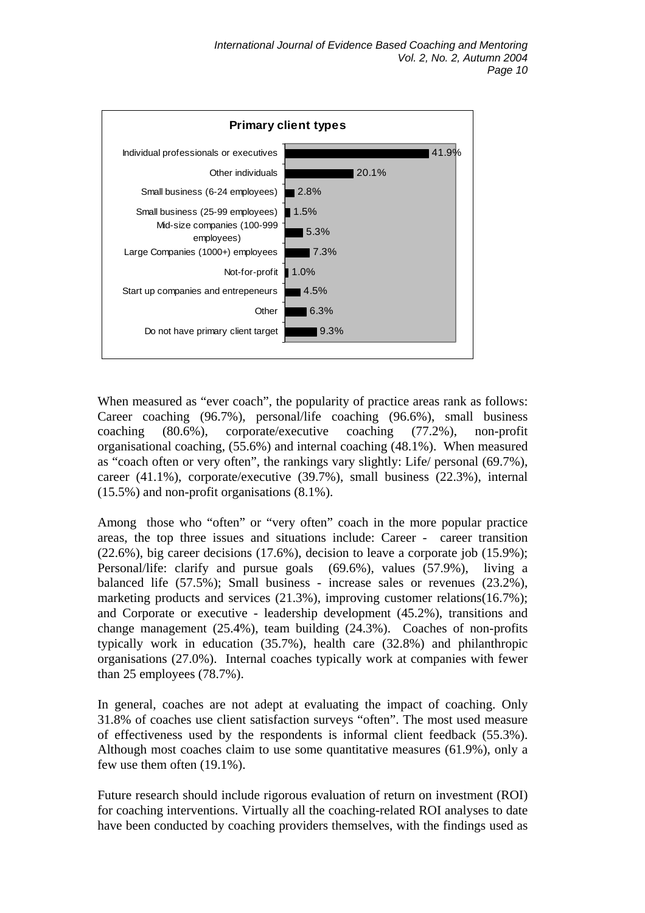**Primary client types**

| Client type | Percentage |
| --- | --- |
| Individual professionals or executives | 41.9% |
| Other individuals | 20.1% |
| Small business (6-24 employees) | 2.8% |
| Small business (25-99 employees) | 1.5% |
| Mid-size companies (100-999 employees) | 5.3% |
| Large Companies (1000+) employees | 7.3% |
| Not-for-profit | 1.0% |
| Start up companies and entrepeneurs | 4.5% |
| Other | 6.3% |
| Do not have primary client target | 9.3% |

When measured as "ever coach", the popularity of practice areas rank as follows: Career coaching (96.7%), personal/life coaching (96.6%), small business coaching (80.6%), corporate/executive coaching (77.2%), non-profit organisational coaching, (55.6%) and internal coaching (48.1%). When measured as "coach often or very often", the rankings vary slightly: Life/ personal (69.7%), career (41.1%), corporate/executive (39.7%), small business (22.3%), internal (15.5%) and non-profit organisations (8.1%).

Among those who "often" or "very often" coach in the more popular practice areas, the top three issues and situations include: Career - career transition (22.6%), big career decisions (17.6%), decision to leave a corporate job (15.9%); Personal/life: clarify and pursue goals (69.6%), values (57.9%), living a balanced life (57.5%); Small business - increase sales or revenues (23.2%), marketing products and services (21.3%), improving customer relations(16.7%); and Corporate or executive - leadership development (45.2%), transitions and change management (25.4%), team building (24.3%). Coaches of non-profits typically work in education (35.7%), health care (32.8%) and philanthropic organisations (27.0%). Internal coaches typically work at companies with fewer than 25 employees (78.7%).

In general, coaches are not adept at evaluating the impact of coaching. Only 31.8% of coaches use client satisfaction surveys "often". The most used measure of effectiveness used by the respondents is informal client feedback (55.3%). Although most coaches claim to use some quantitative measures (61.9%), only a few use them often (19.1%).

Future research should include rigorous evaluation of return on investment (ROI) for coaching interventions. Virtually all the coaching-related ROI analyses to date have been conducted by coaching providers themselves, with the findings used as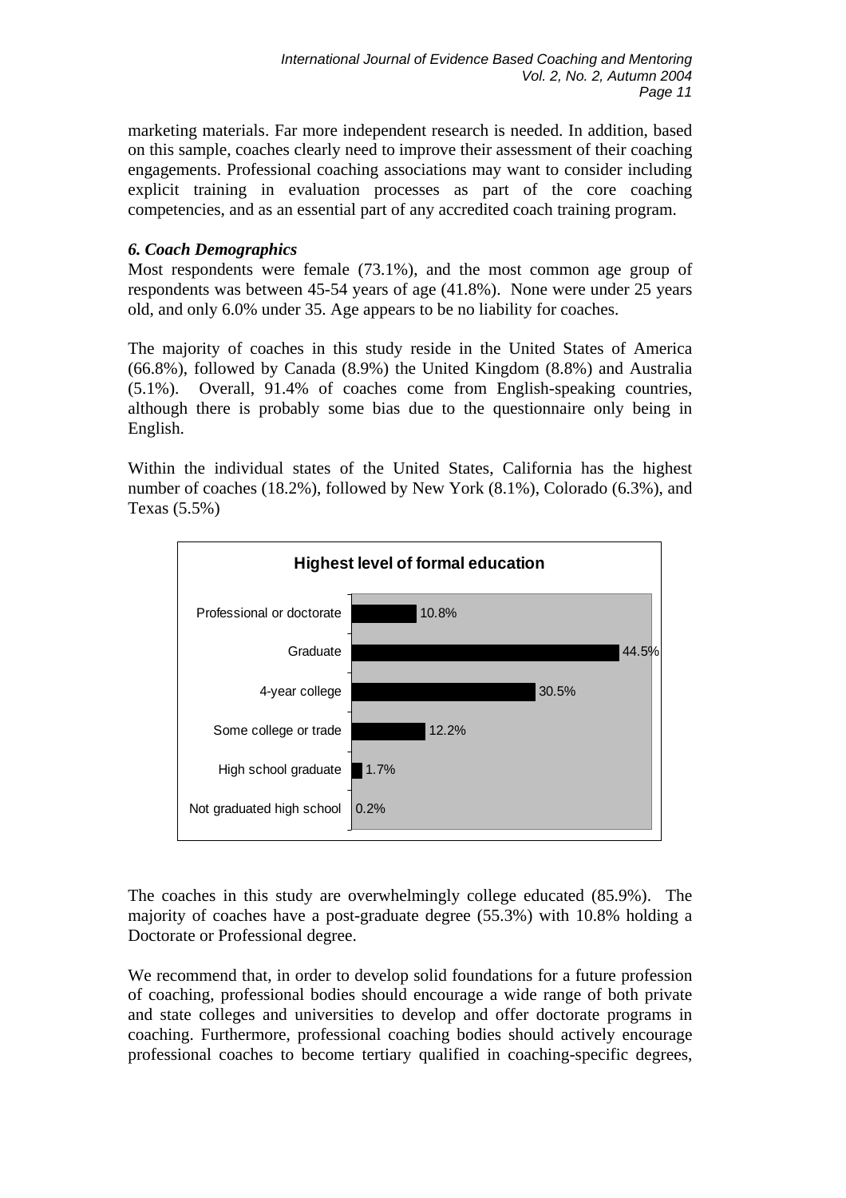marketing materials. Far more independent research is needed. In addition, based on this sample, coaches clearly need to improve their assessment of their coaching engagements. Professional coaching associations may want to consider including explicit training in evaluation processes as part of the core coaching competencies, and as an essential part of any accredited coach training program.

### *6. Coach Demographics*

Most respondents were female (73.1%), and the most common age group of respondents was between 45-54 years of age (41.8%). None were under 25 years old, and only 6.0% under 35. Age appears to be no liability for coaches.

The majority of coaches in this study reside in the United States of America (66.8%), followed by Canada (8.9%) the United Kingdom (8.8%) and Australia (5.1%). Overall, 91.4% of coaches come from English-speaking countries, although there is probably some bias due to the questionnaire only being in English.

Within the individual states of the United States, California has the highest number of coaches (18.2%), followed by New York (8.1%), Colorado (6.3%), and Texas (5.5%)

**Highest level of formal education**

| Level | Percentage |
|---|---|
| Professional or doctorate | 10.8% |
| Graduate | 44.5% |
| 4-year college | 30.5% |
| Some college or trade | 12.2% |
| High school graduate | 1.7% |
| Not graduated high school | 0.2% |

The coaches in this study are overwhelmingly college educated (85.9%). The majority of coaches have a post-graduate degree (55.3%) with 10.8% holding a Doctorate or Professional degree.

We recommend that, in order to develop solid foundations for a future profession of coaching, professional bodies should encourage a wide range of both private and state colleges and universities to develop and offer doctorate programs in coaching. Furthermore, professional coaching bodies should actively encourage professional coaches to become tertiary qualified in coaching-specific degrees,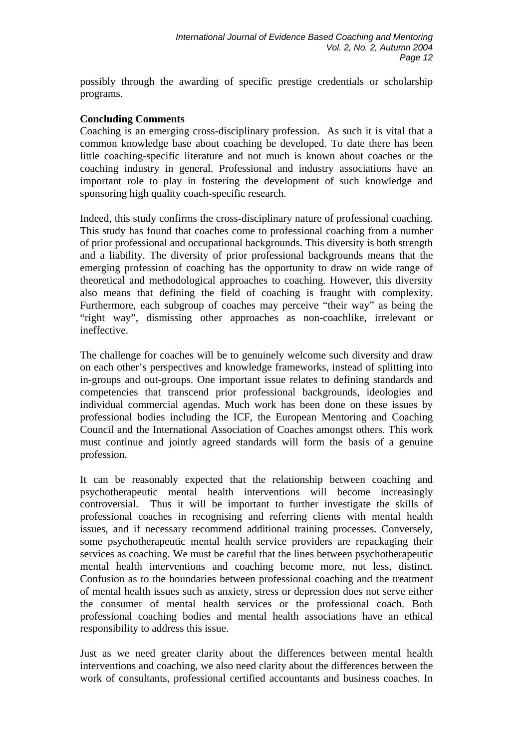possibly through the awarding of specific prestige credentials or scholarship programs.

**Concluding Comments**

Coaching is an emerging cross-disciplinary profession. As such it is vital that a common knowledge base about coaching be developed. To date there has been little coaching-specific literature and not much is known about coaches or the coaching industry in general. Professional and industry associations have an important role to play in fostering the development of such knowledge and sponsoring high quality coach-specific research.

Indeed, this study confirms the cross-disciplinary nature of professional coaching. This study has found that coaches come to professional coaching from a number of prior professional and occupational backgrounds. This diversity is both strength and a liability. The diversity of prior professional backgrounds means that the emerging profession of coaching has the opportunity to draw on wide range of theoretical and methodological approaches to coaching. However, this diversity also means that defining the field of coaching is fraught with complexity. Furthermore, each subgroup of coaches may perceive "their way" as being the "right way", dismissing other approaches as non-coachlike, irrelevant or ineffective.

The challenge for coaches will be to genuinely welcome such diversity and draw on each other's perspectives and knowledge frameworks, instead of splitting into in-groups and out-groups. One important issue relates to defining standards and competencies that transcend prior professional backgrounds, ideologies and individual commercial agendas. Much work has been done on these issues by professional bodies including the ICF, the European Mentoring and Coaching Council and the International Association of Coaches amongst others. This work must continue and jointly agreed standards will form the basis of a genuine profession.

It can be reasonably expected that the relationship between coaching and psychotherapeutic mental health interventions will become increasingly controversial. Thus it will be important to further investigate the skills of professional coaches in recognising and referring clients with mental health issues, and if necessary recommend additional training processes. Conversely, some psychotherapeutic mental health service providers are repackaging their services as coaching. We must be careful that the lines between psychotherapeutic mental health interventions and coaching become more, not less, distinct. Confusion as to the boundaries between professional coaching and the treatment of mental health issues such as anxiety, stress or depression does not serve either the consumer of mental health services or the professional coach. Both professional coaching bodies and mental health associations have an ethical responsibility to address this issue.

Just as we need greater clarity about the differences between mental health interventions and coaching, we also need clarity about the differences between the work of consultants, professional certified accountants and business coaches. In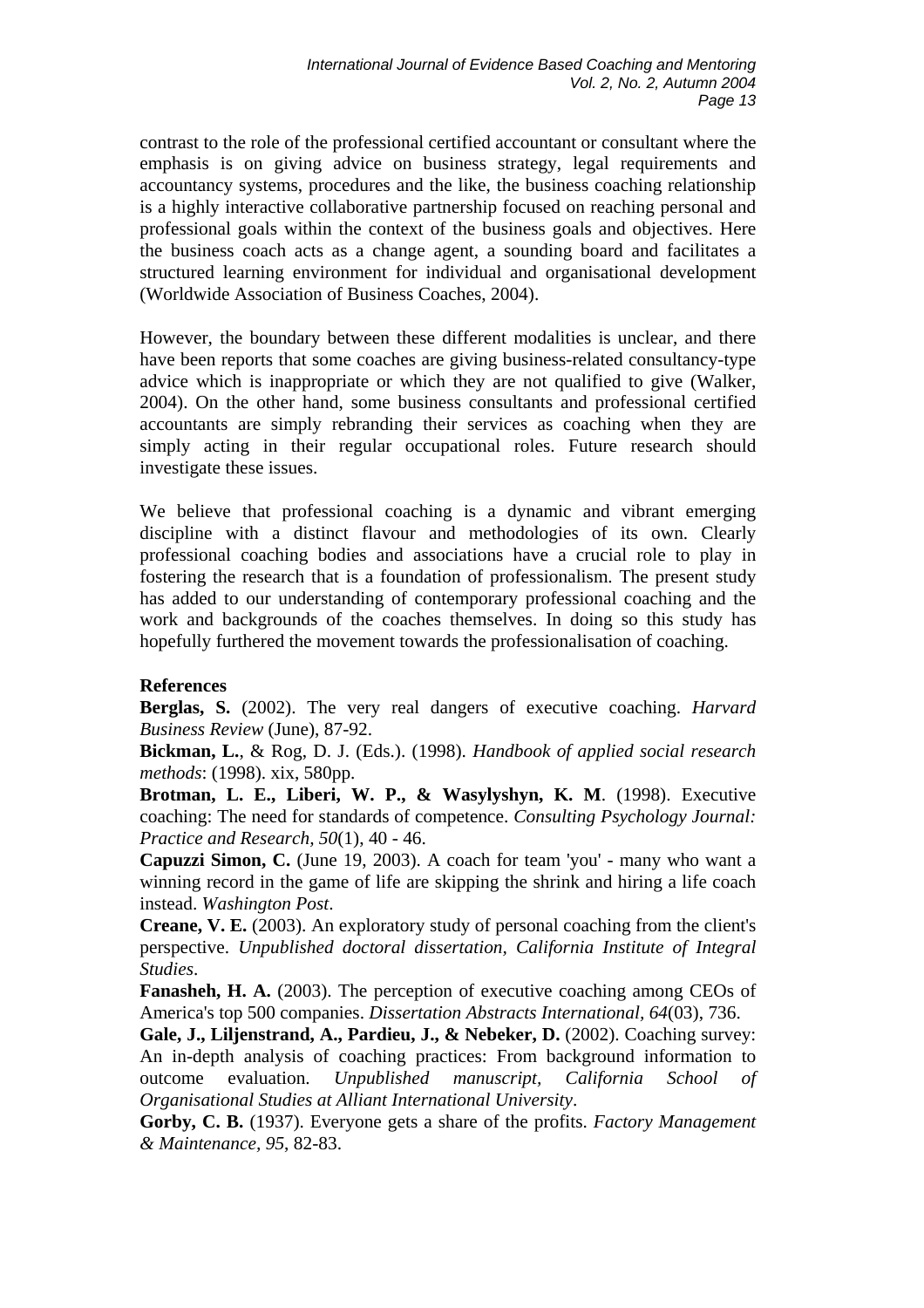contrast to the role of the professional certified accountant or consultant where the emphasis is on giving advice on business strategy, legal requirements and accountancy systems, procedures and the like, the business coaching relationship is a highly interactive collaborative partnership focused on reaching personal and professional goals within the context of the business goals and objectives. Here the business coach acts as a change agent, a sounding board and facilitates a structured learning environment for individual and organisational development (Worldwide Association of Business Coaches, 2004).

However, the boundary between these different modalities is unclear, and there have been reports that some coaches are giving business-related consultancy-type advice which is inappropriate or which they are not qualified to give (Walker, 2004). On the other hand, some business consultants and professional certified accountants are simply rebranding their services as coaching when they are simply acting in their regular occupational roles. Future research should investigate these issues.

We believe that professional coaching is a dynamic and vibrant emerging discipline with a distinct flavour and methodologies of its own. Clearly professional coaching bodies and associations have a crucial role to play in fostering the research that is a foundation of professionalism. The present study has added to our understanding of contemporary professional coaching and the work and backgrounds of the coaches themselves. In doing so this study has hopefully furthered the movement towards the professionalisation of coaching.

**References**

**Berglas, S.** (2002). The very real dangers of executive coaching. *Harvard Business Review* (June), 87-92.

**Bickman, L.**, & Rog, D. J. (Eds.). (1998). *Handbook of applied social research methods*: (1998). xix, 580pp.

**Brotman, L. E., Liberi, W. P., & Wasylyshyn, K. M**. (1998). Executive coaching: The need for standards of competence. *Consulting Psychology Journal: Practice and Research, 50*(1), 40 - 46.

**Capuzzi Simon, C.** (June 19, 2003). A coach for team 'you' - many who want a winning record in the game of life are skipping the shrink and hiring a life coach instead. *Washington Post*.

**Creane, V. E.** (2003). An exploratory study of personal coaching from the client's perspective. *Unpublished doctoral dissertation, California Institute of Integral Studies*.

**Fanasheh, H. A.** (2003). The perception of executive coaching among CEOs of America's top 500 companies. *Dissertation Abstracts International, 64*(03), 736.

**Gale, J., Liljenstrand, A., Pardieu, J., & Nebeker, D.** (2002). Coaching survey: An in-depth analysis of coaching practices: From background information to outcome evaluation. *Unpublished manuscript, California School of Organisational Studies at Alliant International University*.

**Gorby, C. B.** (1937). Everyone gets a share of the profits. *Factory Management & Maintenance, 95*, 82-83.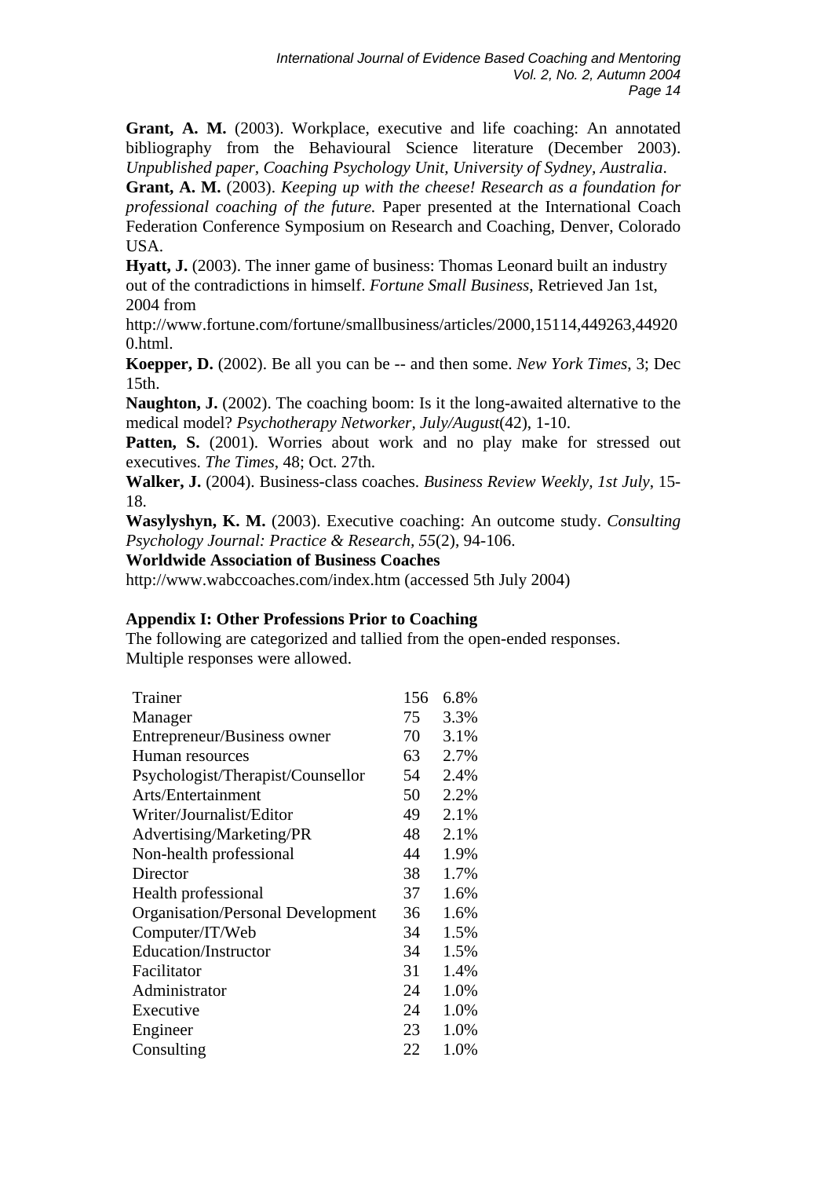**Grant, A. M.** (2003). Workplace, executive and life coaching: An annotated bibliography from the Behavioural Science literature (December 2003). *Unpublished paper, Coaching Psychology Unit, University of Sydney, Australia*.

**Grant, A. M.** (2003). *Keeping up with the cheese! Research as a foundation for professional coaching of the future.* Paper presented at the International Coach Federation Conference Symposium on Research and Coaching, Denver, Colorado USA.

**Hyatt, J.** (2003). The inner game of business: Thomas Leonard built an industry out of the contradictions in himself. *Fortune Small Business*, Retrieved Jan 1st, 2004 from http://www.fortune.com/fortune/smallbusiness/articles/2000,15114,449263,449200.html.

**Koepper, D.** (2002). Be all you can be -- and then some. *New York Times*, 3; Dec 15th.

**Naughton, J.** (2002). The coaching boom: Is it the long-awaited alternative to the medical model? *Psychotherapy Networker, July/August*(42), 1-10.

**Patten, S.** (2001). Worries about work and no play make for stressed out executives. *The Times*, 48; Oct. 27th.

**Walker, J.** (2004). Business-class coaches. *Business Review Weekly, 1st July*, 15-18.

**Wasylyshyn, K. M.** (2003). Executive coaching: An outcome study. *Consulting Psychology Journal: Practice & Research, 55*(2), 94-106.

**Worldwide Association of Business Coaches**
http://www.wabccoaches.com/index.htm (accessed 5th July 2004)

**Appendix I: Other Professions Prior to Coaching**

The following are categorized and tallied from the open-ended responses. Multiple responses were allowed.

| | | |
|---|---|---|
| Trainer | 156 | 6.8% |
| Manager | 75 | 3.3% |
| Entrepreneur/Business owner | 70 | 3.1% |
| Human resources | 63 | 2.7% |
| Psychologist/Therapist/Counsellor | 54 | 2.4% |
| Arts/Entertainment | 50 | 2.2% |
| Writer/Journalist/Editor | 49 | 2.1% |
| Advertising/Marketing/PR | 48 | 2.1% |
| Non-health professional | 44 | 1.9% |
| Director | 38 | 1.7% |
| Health professional | 37 | 1.6% |
| Organisation/Personal Development | 36 | 1.6% |
| Computer/IT/Web | 34 | 1.5% |
| Education/Instructor | 34 | 1.5% |
| Facilitator | 31 | 1.4% |
| Administrator | 24 | 1.0% |
| Executive | 24 | 1.0% |
| Engineer | 23 | 1.0% |
| Consulting | 22 | 1.0% |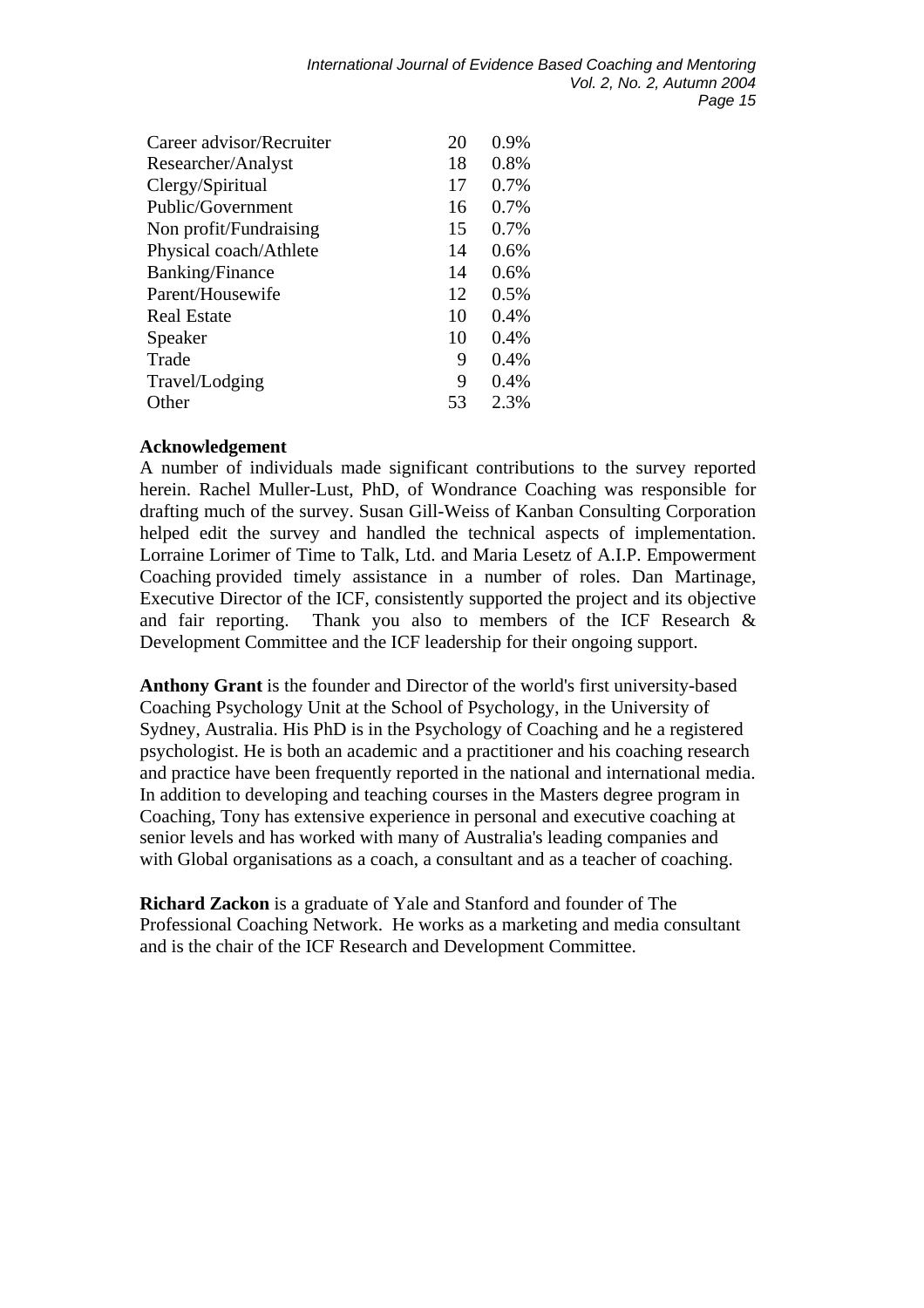| | | |
|---|---|---|
| Career advisor/Recruiter | 20 | 0.9% |
| Researcher/Analyst | 18 | 0.8% |
| Clergy/Spiritual | 17 | 0.7% |
| Public/Government | 16 | 0.7% |
| Non profit/Fundraising | 15 | 0.7% |
| Physical coach/Athlete | 14 | 0.6% |
| Banking/Finance | 14 | 0.6% |
| Parent/Housewife | 12 | 0.5% |
| Real Estate | 10 | 0.4% |
| Speaker | 10 | 0.4% |
| Trade | 9 | 0.4% |
| Travel/Lodging | 9 | 0.4% |
| Other | 53 | 2.3% |

**Acknowledgement**

A number of individuals made significant contributions to the survey reported herein. Rachel Muller-Lust, PhD, of Wondrance Coaching was responsible for drafting much of the survey. Susan Gill-Weiss of Kanban Consulting Corporation helped edit the survey and handled the technical aspects of implementation. Lorraine Lorimer of Time to Talk, Ltd. and Maria Lesetz of A.I.P. Empowerment Coaching provided timely assistance in a number of roles. Dan Martinage, Executive Director of the ICF, consistently supported the project and its objective and fair reporting. Thank you also to members of the ICF Research & Development Committee and the ICF leadership for their ongoing support.

**Anthony Grant** is the founder and Director of the world's first university-based Coaching Psychology Unit at the School of Psychology, in the University of Sydney, Australia. His PhD is in the Psychology of Coaching and he a registered psychologist. He is both an academic and a practitioner and his coaching research and practice have been frequently reported in the national and international media. In addition to developing and teaching courses in the Masters degree program in Coaching, Tony has extensive experience in personal and executive coaching at senior levels and has worked with many of Australia's leading companies and with Global organisations as a coach, a consultant and as a teacher of coaching.

**Richard Zackon** is a graduate of Yale and Stanford and founder of The Professional Coaching Network. He works as a marketing and media consultant and is the chair of the ICF Research and Development Committee.